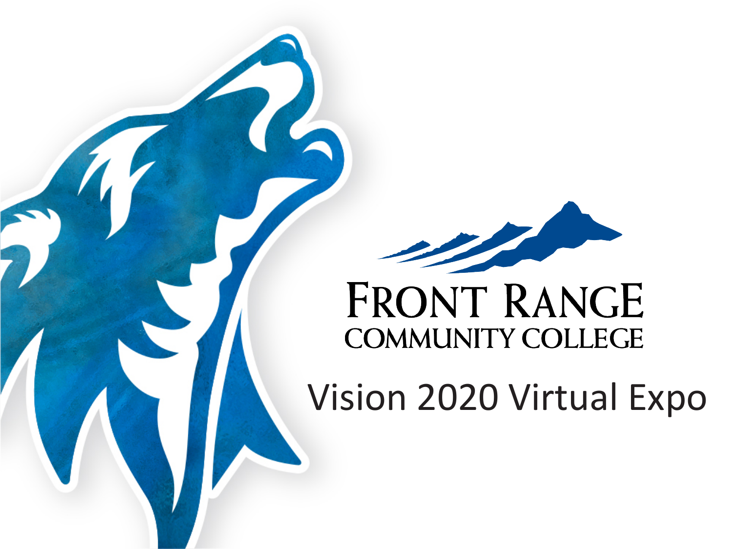# FRONT RANGE COMMUNITY COLLEGE

## Vision 2020 Virtual Expo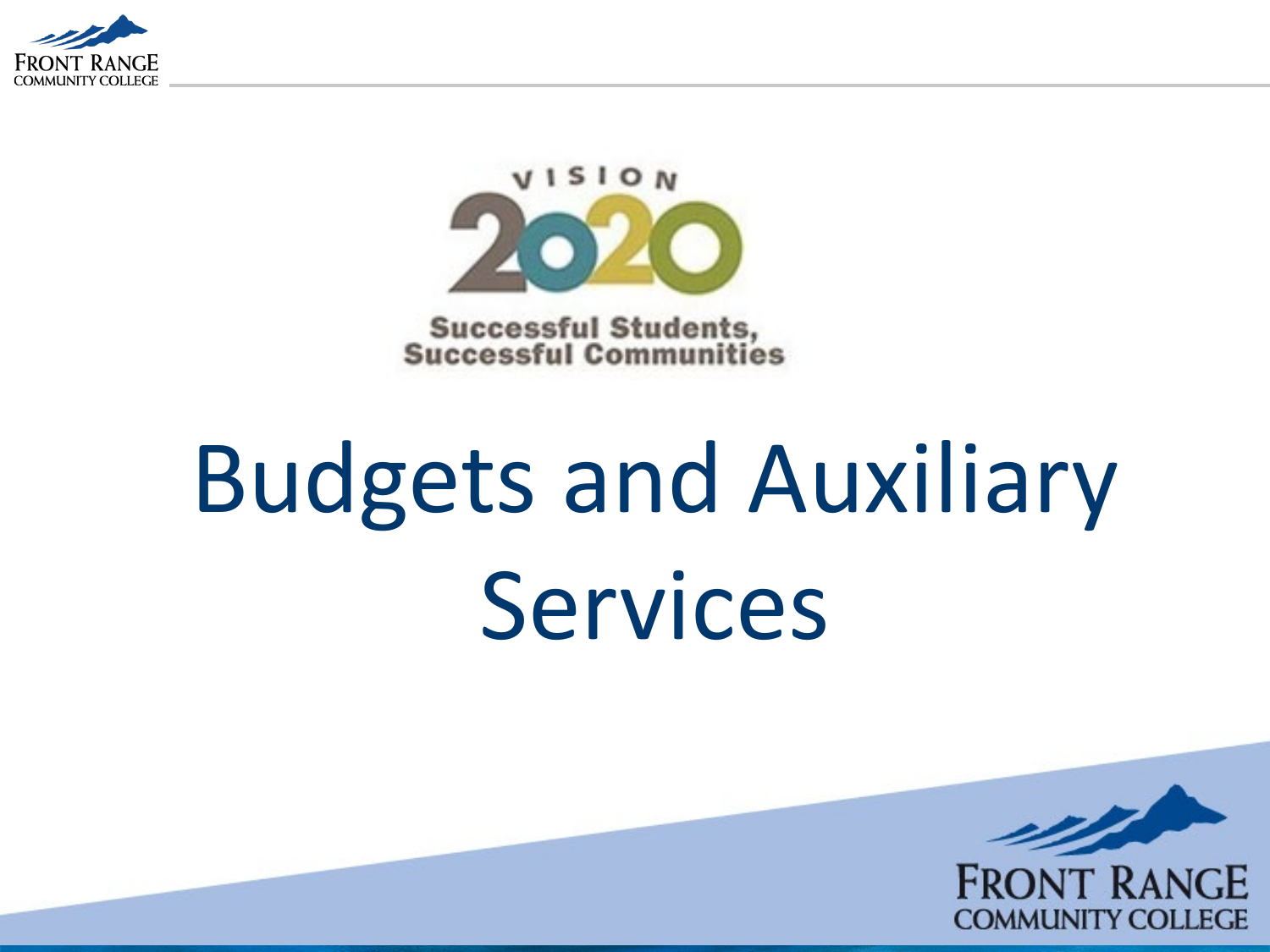VISION 2020

Successful Students, Successful Communities

# Budgets and Auxiliary Services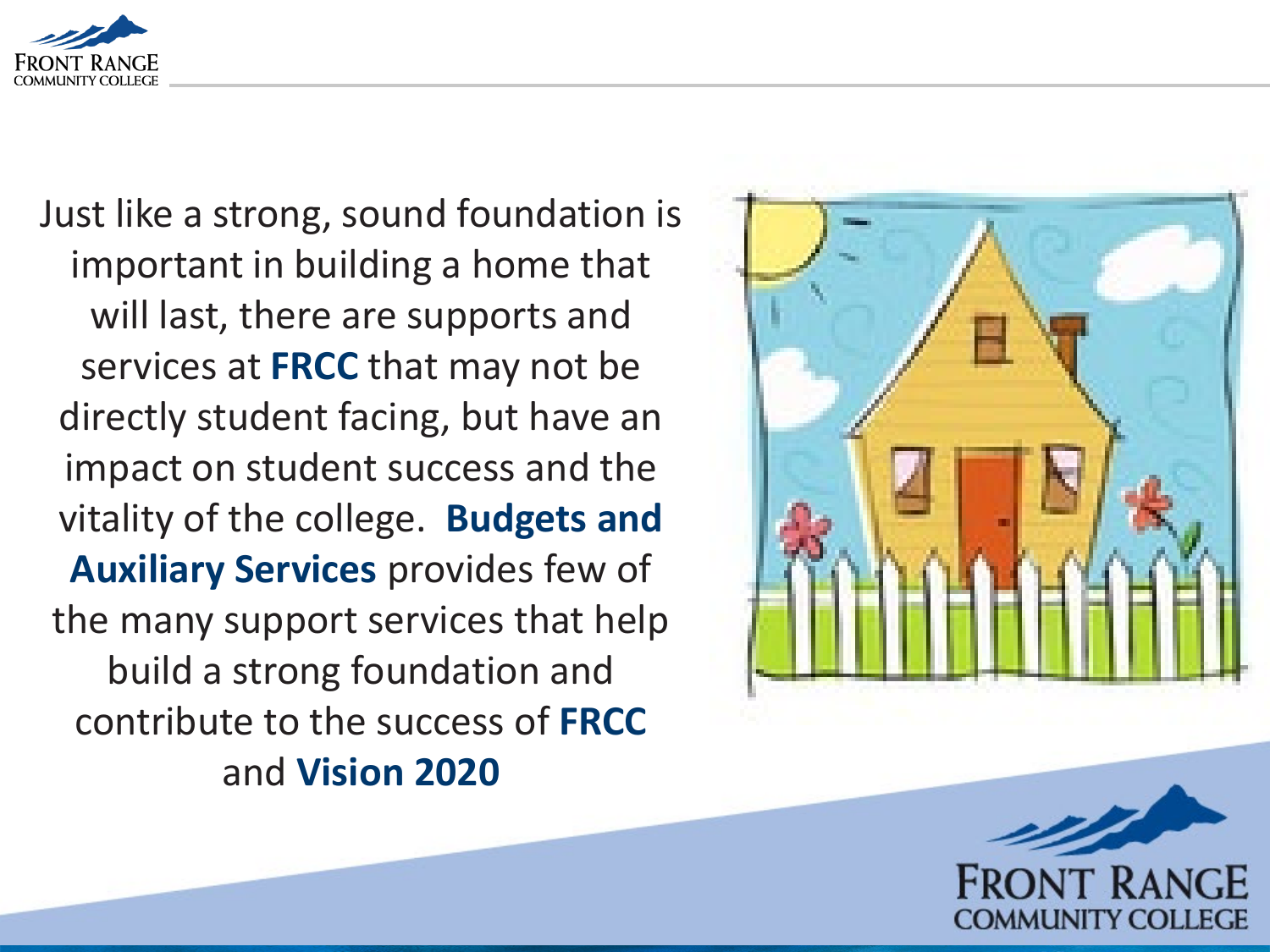Just like a strong, sound foundation is important in building a home that will last, there are supports and services at **FRCC** that may not be directly student facing, but have an impact on student success and the vitality of the college. **Budgets and Auxiliary Services** provides few of the many support services that help build a strong foundation and contribute to the success of **FRCC** and **Vision 2020**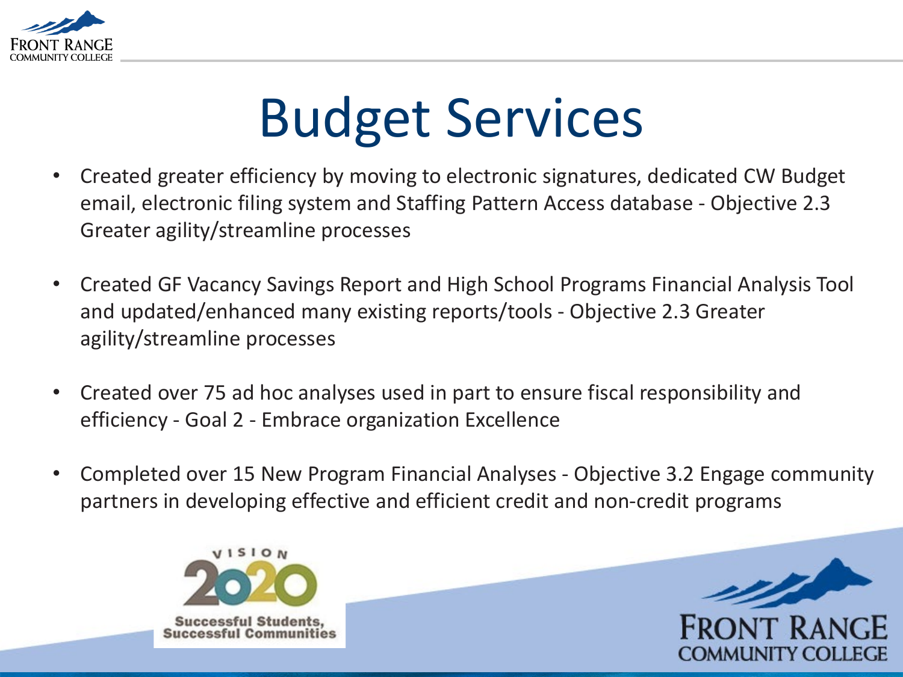# Budget Services

- Created greater efficiency by moving to electronic signatures, dedicated CW Budget email, electronic filing system and Staffing Pattern Access database - Objective 2.3 Greater agility/streamline processes

- Created GF Vacancy Savings Report and High School Programs Financial Analysis Tool and updated/enhanced many existing reports/tools - Objective 2.3 Greater agility/streamline processes

- Created over 75 ad hoc analyses used in part to ensure fiscal responsibility and efficiency - Goal 2 - Embrace organization Excellence

- Completed over 15 New Program Financial Analyses - Objective 3.2 Engage community partners in developing effective and efficient credit and non-credit programs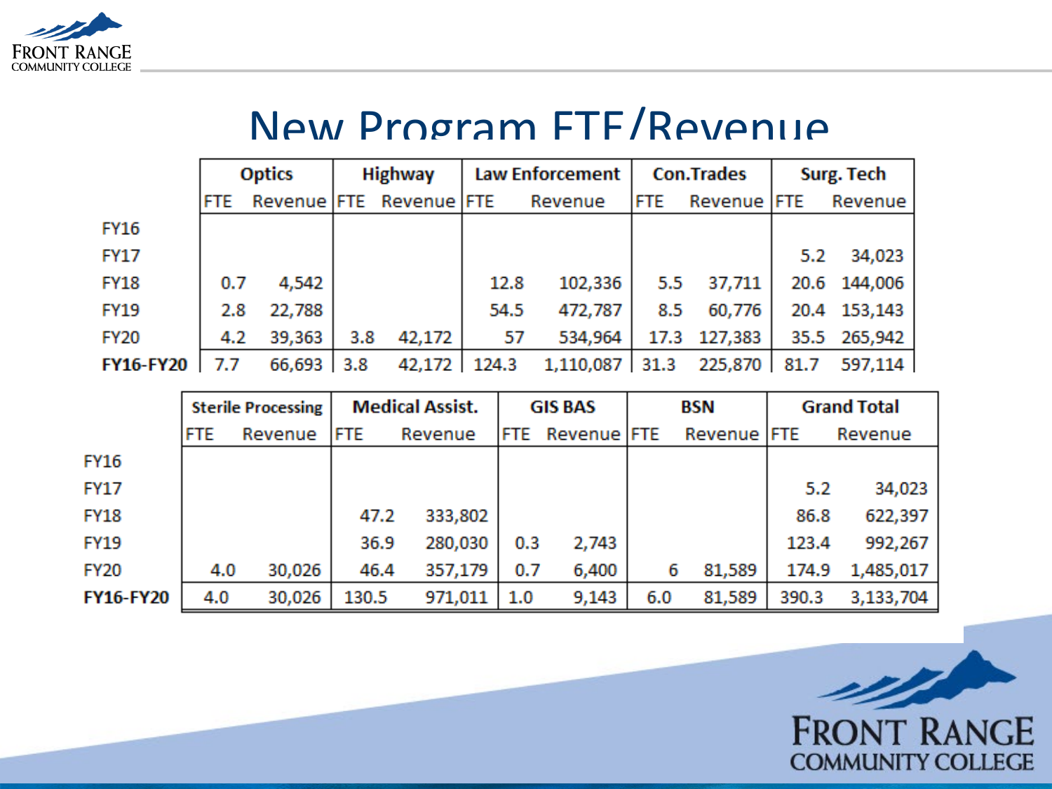# New Program FTE/Revenue

| | Optics | | Highway | | Law Enforcement | | Con.Trades | | Surg. Tech | |
|---|---|---|---|---|---|---|---|---|---|---|
| | FTE | Revenue | FTE | Revenue | FTE | Revenue | FTE | Revenue | FTE | Revenue |
| FY16 | | | | | | | | | | |
| FY17 | | | | | | | | | 5.2 | 34,023 |
| FY18 | 0.7 | 4,542 | | | 12.8 | 102,336 | 5.5 | 37,711 | 20.6 | 144,006 |
| FY19 | 2.8 | 22,788 | | | 54.5 | 472,787 | 8.5 | 60,776 | 20.4 | 153,143 |
| FY20 | 4.2 | 39,363 | 3.8 | 42,172 | 57 | 534,964 | 17.3 | 127,383 | 35.5 | 265,942 |
| **FY16-FY20** | 7.7 | 66,693 | 3.8 | 42,172 | 124.3 | 1,110,087 | 31.3 | 225,870 | 81.7 | 597,114 |

| | Sterile Processing | | Medical Assist. | | GIS BAS | | BSN | | Grand Total | |
|---|---|---|---|---|---|---|---|---|---|---|
| | FTE | Revenue | FTE | Revenue | FTE | Revenue | FTE | Revenue | FTE | Revenue |
| FY16 | | | | | | | | | | |
| FY17 | | | | | | | | | 5.2 | 34,023 |
| FY18 | | | 47.2 | 333,802 | | | | | 86.8 | 622,397 |
| FY19 | | | 36.9 | 280,030 | 0.3 | 2,743 | | | 123.4 | 992,267 |
| FY20 | 4.0 | 30,026 | 46.4 | 357,179 | 0.7 | 6,400 | 6 | 81,589 | 174.9 | 1,485,017 |
| **FY16-FY20** | 4.0 | 30,026 | 130.5 | 971,011 | 1.0 | 9,143 | 6.0 | 81,589 | 390.3 | 3,133,704 |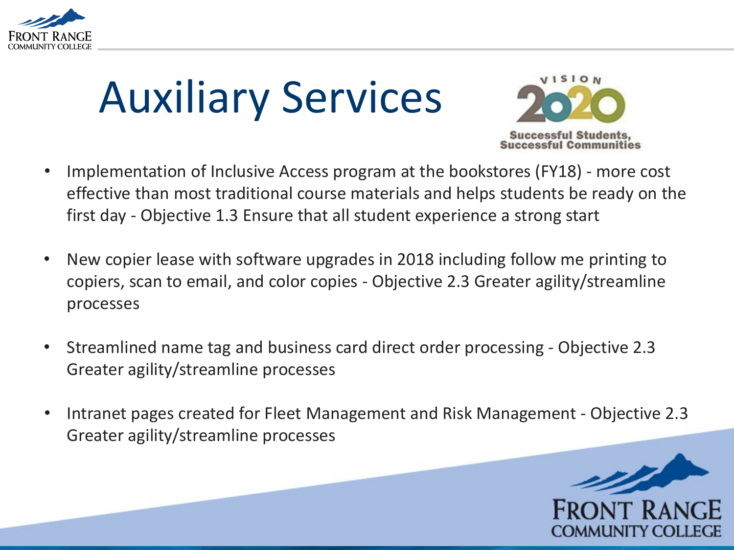# Auxiliary Services

- Implementation of Inclusive Access program at the bookstores (FY18) - more cost effective than most traditional course materials and helps students be ready on the first day - Objective 1.3 Ensure that all student experience a strong start
- New copier lease with software upgrades in 2018 including follow me printing to copiers, scan to email, and color copies - Objective 2.3 Greater agility/streamline processes
- Streamlined name tag and business card direct order processing - Objective 2.3 Greater agility/streamline processes
- Intranet pages created for Fleet Management and Risk Management - Objective 2.3 Greater agility/streamline processes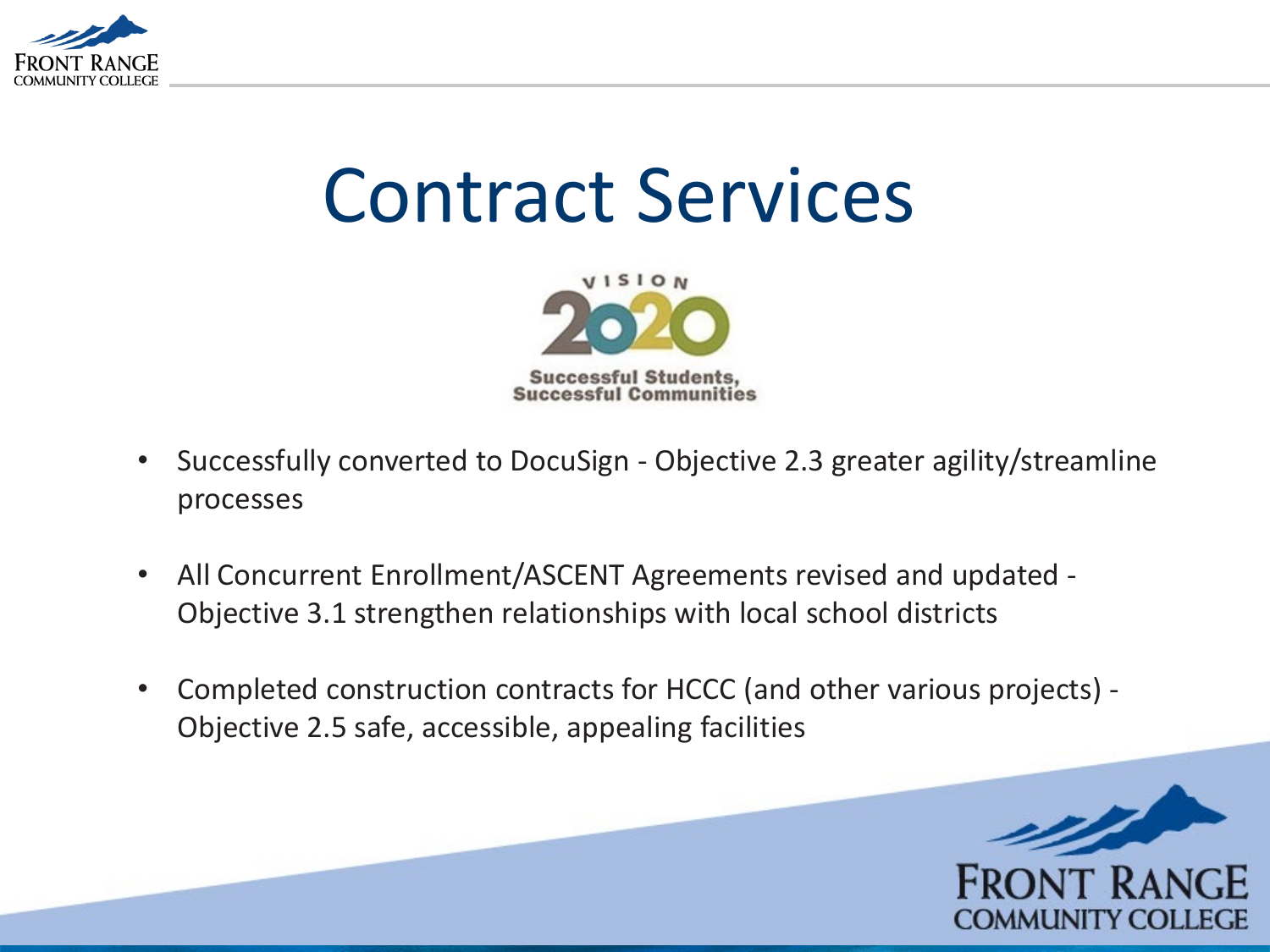# Contract Services

VISION 2020

Successful Students, Successful Communities

- Successfully converted to DocuSign - Objective 2.3 greater agility/streamline processes
- All Concurrent Enrollment/ASCENT Agreements revised and updated - Objective 3.1 strengthen relationships with local school districts
- Completed construction contracts for HCCC (and other various projects) - Objective 2.5 safe, accessible, appealing facilities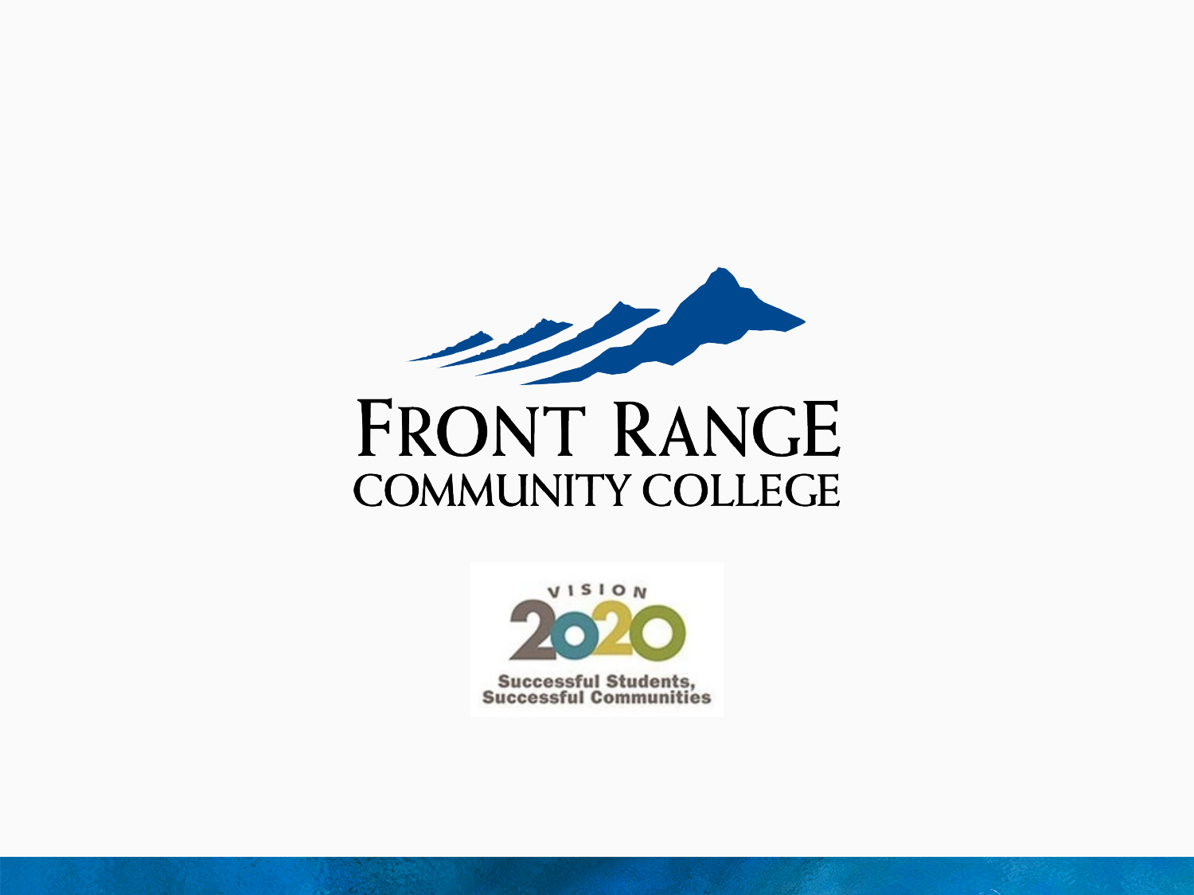FRONT RANGE
COMMUNITY COLLEGE

VISION
2020
Successful Students,
Successful Communities